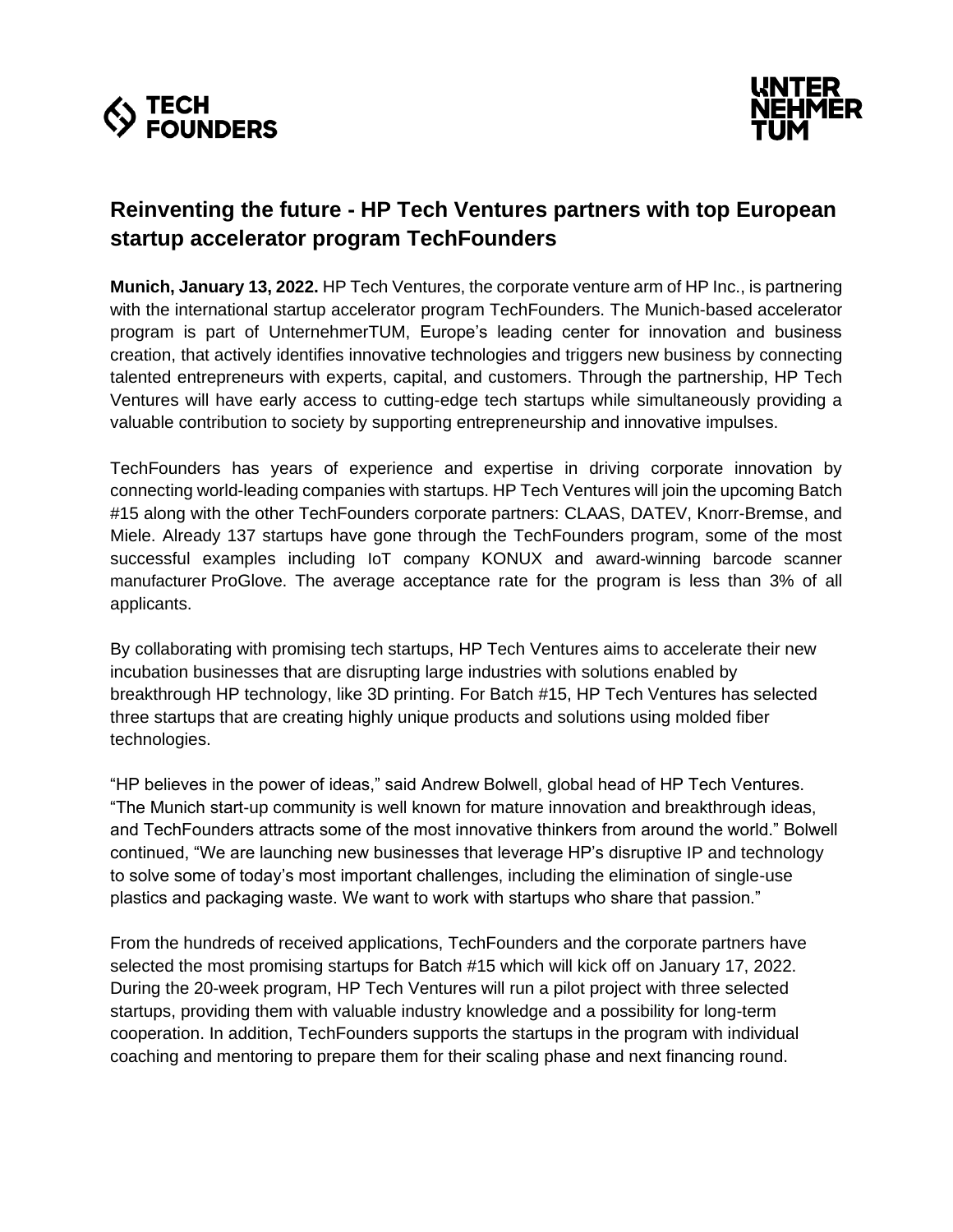# Reinventing the future - HP Tech Ventures partners with top European startup accelerator program TechFounders

**Munich, January 13, 2022.** HP Tech Ventures, the corporate venture arm of HP Inc., is partnering with the international startup accelerator program TechFounders. The Munich-based accelerator program is part of UnternehmerTUM, Europe's leading center for innovation and business creation, that actively identifies innovative technologies and triggers new business by connecting talented entrepreneurs with experts, capital, and customers. Through the partnership, HP Tech Ventures will have early access to cutting-edge tech startups while simultaneously providing a valuable contribution to society by supporting entrepreneurship and innovative impulses.

TechFounders has years of experience and expertise in driving corporate innovation by connecting world-leading companies with startups. HP Tech Ventures will join the upcoming Batch #15 along with the other TechFounders corporate partners: CLAAS, DATEV, Knorr-Bremse, and Miele. Already 137 startups have gone through the TechFounders program, some of the most successful examples including IoT company KONUX and award-winning barcode scanner manufacturer ProGlove. The average acceptance rate for the program is less than 3% of all applicants.

By collaborating with promising tech startups, HP Tech Ventures aims to accelerate their new incubation businesses that are disrupting large industries with solutions enabled by breakthrough HP technology, like 3D printing. For Batch #15, HP Tech Ventures has selected three startups that are creating highly unique products and solutions using molded fiber technologies.

"HP believes in the power of ideas," said Andrew Bolwell, global head of HP Tech Ventures. "The Munich start-up community is well known for mature innovation and breakthrough ideas, and TechFounders attracts some of the most innovative thinkers from around the world." Bolwell continued, "We are launching new businesses that leverage HP's disruptive IP and technology to solve some of today's most important challenges, including the elimination of single-use plastics and packaging waste. We want to work with startups who share that passion."

From the hundreds of received applications, TechFounders and the corporate partners have selected the most promising startups for Batch #15 which will kick off on January 17, 2022. During the 20-week program, HP Tech Ventures will run a pilot project with three selected startups, providing them with valuable industry knowledge and a possibility for long-term cooperation. In addition, TechFounders supports the startups in the program with individual coaching and mentoring to prepare them for their scaling phase and next financing round.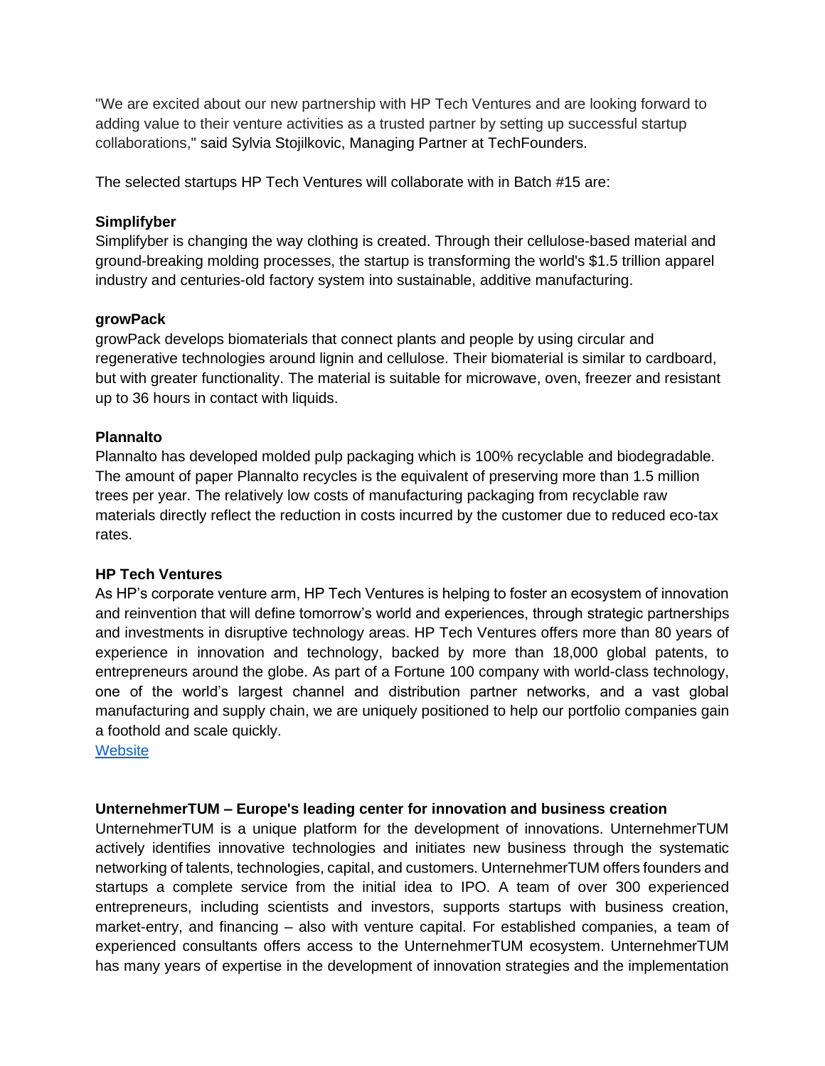"We are excited about our new partnership with HP Tech Ventures and are looking forward to adding value to their venture activities as a trusted partner by setting up successful startup collaborations," said Sylvia Stojilkovic, Managing Partner at TechFounders.

The selected startups HP Tech Ventures will collaborate with in Batch #15 are:

**Simplifyber**
Simplifyber is changing the way clothing is created. Through their cellulose-based material and ground-breaking molding processes, the startup is transforming the world's $1.5 trillion apparel industry and centuries-old factory system into sustainable, additive manufacturing.

**growPack**
growPack develops biomaterials that connect plants and people by using circular and regenerative technologies around lignin and cellulose. Their biomaterial is similar to cardboard, but with greater functionality. The material is suitable for microwave, oven, freezer and resistant up to 36 hours in contact with liquids.

**Plannalto**
Plannalto has developed molded pulp packaging which is 100% recyclable and biodegradable. The amount of paper Plannalto recycles is the equivalent of preserving more than 1.5 million trees per year. The relatively low costs of manufacturing packaging from recyclable raw materials directly reflect the reduction in costs incurred by the customer due to reduced eco-tax rates.

**HP Tech Ventures**
As HP's corporate venture arm, HP Tech Ventures is helping to foster an ecosystem of innovation and reinvention that will define tomorrow's world and experiences, through strategic partnerships and investments in disruptive technology areas. HP Tech Ventures offers more than 80 years of experience in innovation and technology, backed by more than 18,000 global patents, to entrepreneurs around the globe. As part of a Fortune 100 company with world-class technology, one of the world's largest channel and distribution partner networks, and a vast global manufacturing and supply chain, we are uniquely positioned to help our portfolio companies gain a foothold and scale quickly.
Website

**UnternehmerTUM – Europe's leading center for innovation and business creation**
UnternehmerTUM is a unique platform for the development of innovations. UnternehmerTUM actively identifies innovative technologies and initiates new business through the systematic networking of talents, technologies, capital, and customers. UnternehmerTUM offers founders and startups a complete service from the initial idea to IPO. A team of over 300 experienced entrepreneurs, including scientists and investors, supports startups with business creation, market-entry, and financing – also with venture capital. For established companies, a team of experienced consultants offers access to the UnternehmerTUM ecosystem. UnternehmerTUM has many years of expertise in the development of innovation strategies and the implementation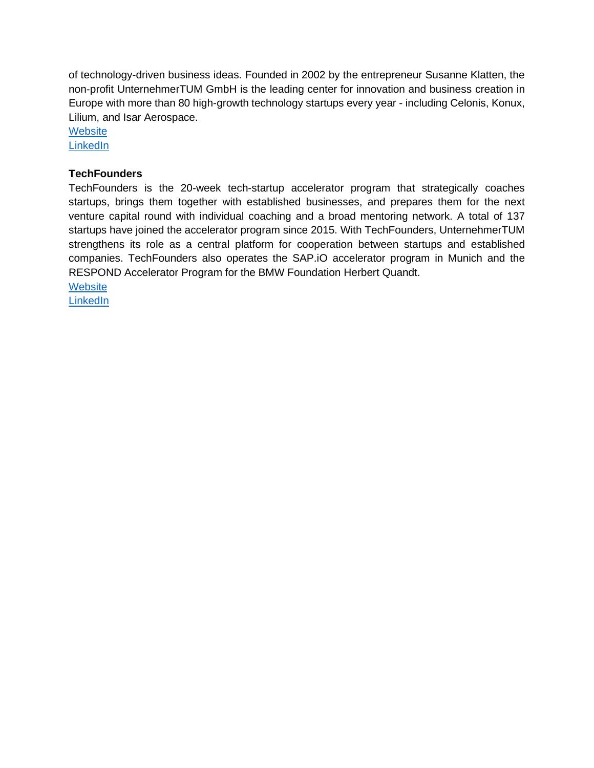of technology-driven business ideas. Founded in 2002 by the entrepreneur Susanne Klatten, the non-profit UnternehmerTUM GmbH is the leading center for innovation and business creation in Europe with more than 80 high-growth technology startups every year - including Celonis, Konux, Lilium, and Isar Aerospace.
Website
LinkedIn

**TechFounders**
TechFounders is the 20-week tech-startup accelerator program that strategically coaches startups, brings them together with established businesses, and prepares them for the next venture capital round with individual coaching and a broad mentoring network. A total of 137 startups have joined the accelerator program since 2015. With TechFounders, UnternehmerTUM strengthens its role as a central platform for cooperation between startups and established companies. TechFounders also operates the SAP.iO accelerator program in Munich and the RESPOND Accelerator Program for the BMW Foundation Herbert Quandt.
Website
LinkedIn